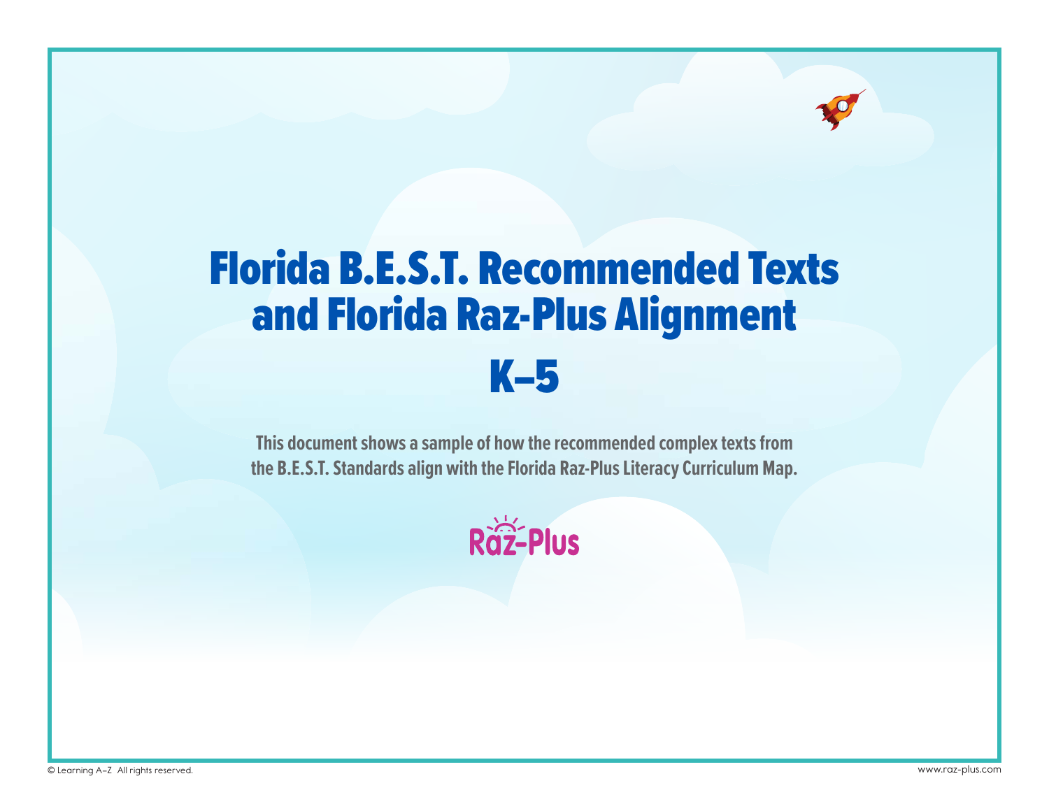# Florida B.E.S.T. Recommended Texts and Florida Raz-Plus Alignment

# K–5

**This document shows a sample of how the recommended complex texts from the B.E.S.T. Standards align with the Florida Raz-Plus Literacy Curriculum Map.**

Raz-Plus

© Learning A–Z All rights reserved.

www.raz-plus.com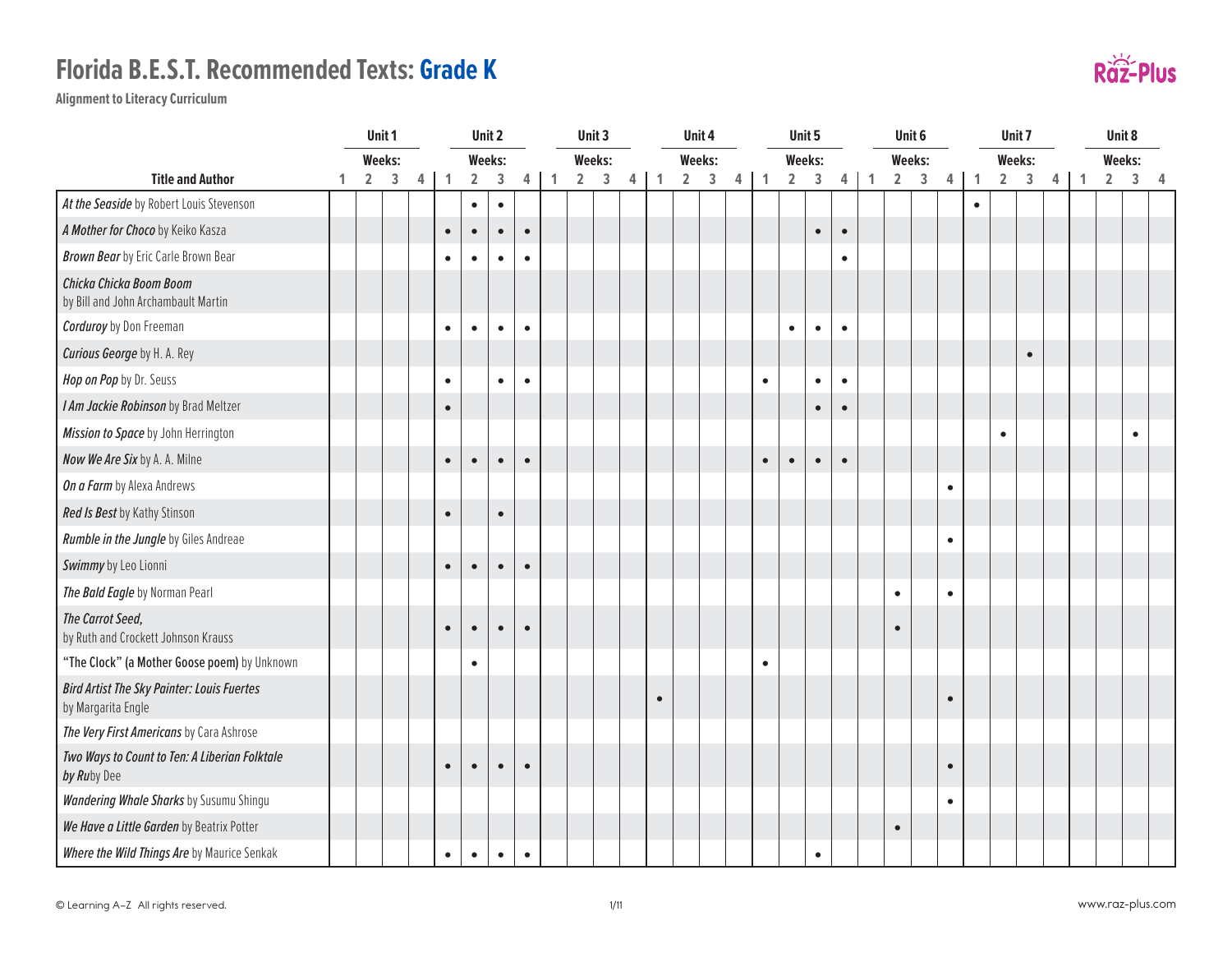# Florida B.E.S.T. Recommended Texts: Grade K

**Alignment to Literacy Curriculum**

| | Unit 1 | | | | Unit 2 | | | | Unit 3 | | | | Unit 4 | | | | Unit 5 | | | | Unit 6 | | | | Unit 7 | | | | Unit 8 | | | |
|---|---|---|---|---|---|---|---|---|---|---|---|---|---|---|---|---|---|---|---|---|---|---|---|---|---|---|---|---|---|---|---|---|
| | Weeks: | | | | Weeks: | | | | Weeks: | | | | Weeks: | | | | Weeks: | | | | Weeks: | | | | Weeks: | | | | Weeks: | | | |
| **Title and Author** | 1 | 2 | 3 | 4 | 1 | 2 | 3 | 4 | 1 | 2 | 3 | 4 | 1 | 2 | 3 | 4 | 1 | 2 | 3 | 4 | 1 | 2 | 3 | 4 | 1 | 2 | 3 | 4 | 1 | 2 | 3 | 4 |
| ***At the Seaside*** by Robert Louis Stevenson | | | | | | • | • | | | | | | | | | | | | | | | | | | • | | | | | | | |
| ***A Mother for Choco*** by Keiko Kasza | | | | | • | • | • | • | | | | | | | | | | | • | • | | | | | | | | | | | | |
| ***Brown Bear*** by Eric Carle Brown Bear | | | | | • | • | • | • | | | | | | | | | | | | • | | | | | | | | | | | | |
| ***Chicka Chicka Boom Boom*** by Bill and John Archambault Martin | | | | | | | | | | | | | | | | | | | | | | | | | | | | | | | | |
| ***Corduroy*** by Don Freeman | | | | | • | • | • | • | | | | | | | | | | • | • | • | | | | | | | | | | | | |
| ***Curious George*** by H. A. Rey | | | | | | | | | | | | | | | | | | | | | | | | | | | • | | | | | |
| ***Hop on Pop*** by Dr. Seuss | | | | | • | | • | • | | | | | | | | | • | | • | • | | | | | | | | | | | | |
| ***I Am Jackie Robinson*** by Brad Meltzer | | | | | • | | | | | | | | | | | | | | • | • | | | | | | | | | | | | |
| ***Mission to Space*** by John Herrington | | | | | | | | | | | | | | | | | | | | | | | | | | • | | | | | • | |
| ***Now We Are Six*** by A. A. Milne | | | | | • | • | • | • | | | | | | | | | • | • | • | • | | | | | | | | | | | | |
| ***On a Farm*** by Alexa Andrews | | | | | | | | | | | | | | | | | | | | | | | | • | | | | | | | | |
| ***Red Is Best*** by Kathy Stinson | | | | | • | | • | | | | | | | | | | | | | | | | | | | | | | | | | |
| ***Rumble in the Jungle*** by Giles Andreae | | | | | | | | | | | | | | | | | | | | | | | | • | | | | | | | | |
| ***Swimmy*** by Leo Lionni | | | | | • | • | • | • | | | | | | | | | | | | | | | | | | | | | | | | |
| ***The Bald Eagle*** by Norman Pearl | | | | | | | | | | | | | | | | | | | | | | • | | • | | | | | | | | |
| ***The Carrot Seed,*** by Ruth and Crockett Johnson Krauss | | | | | • | • | • | • | | | | | | | | | | | | | | • | | | | | | | | | | |
| **"The Clock" (a Mother Goose poem)** by Unknown | | | | | | • | | | | | | | | | | | • | | | | | | | | | | | | | | | |
| ***Bird Artist The Sky Painter: Louis Fuertes*** by Margarita Engle | | | | | | | | | | | | | • | | | | | | | | | | | • | | | | | | | | |
| ***The Very First Americans*** by Cara Ashrose | | | | | | | | | | | | | | | | | | | | | | | | | | | | | | | | |
| ***Two Ways to Count to Ten: A Liberian Folktale by Ru***by Dee | | | | | • | • | • | • | | | | | | | | | | | | | | | | • | | | | | | | | |
| ***Wandering Whale Sharks*** by Susumu Shingu | | | | | | | | | | | | | | | | | | | | | | | | • | | | | | | | | |
| ***We Have a Little Garden*** by Beatrix Potter | | | | | | | | | | | | | | | | | | | | | | • | | | | | | | | | | |
| ***Where the Wild Things Are*** by Maurice Senkak | | | | | • | • | • | • | | | | | | | | | | | • | | | | | | | | | | | | | |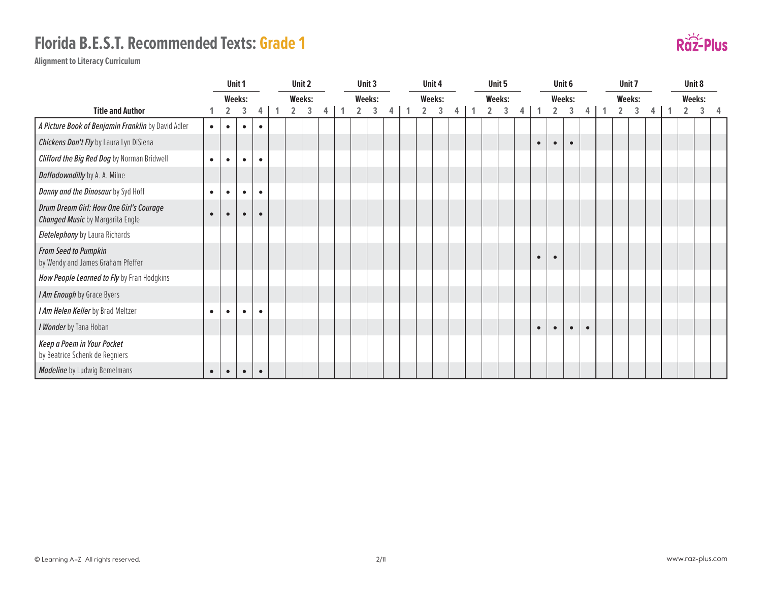# Florida B.E.S.T. Recommended Texts: Grade 1

**Alignment to Literacy Curriculum**

| Title and Author | Unit 1 Weeks: | | | | Unit 2 Weeks: | | | | Unit 3 Weeks: | | | | Unit 4 Weeks: | | | | Unit 5 Weeks: | | | | Unit 6 Weeks: | | | | Unit 7 Weeks: | | | | Unit 8 Weeks: | | | |
|---|---|---|---|---|---|---|---|---|---|---|---|---|---|---|---|---|---|---|---|---|---|---|---|---|---|---|---|---|---|---|---|---|
| | 1 | 2 | 3 | 4 | 1 | 2 | 3 | 4 | 1 | 2 | 3 | 4 | 1 | 2 | 3 | 4 | 1 | 2 | 3 | 4 | 1 | 2 | 3 | 4 | 1 | 2 | 3 | 4 | 1 | 2 | 3 | 4 |
| *A Picture Book of Benjamin Franklin* by David Adler | • | • | • | • | | | | | | | | | | | | | | | | | | | | | | | | | | | | |
| *Chickens Don't Fly* by Laura Lyn DiSiena | | | | | | | | | | | | | | | | | | | | | • | • | • | | | | | | | | | |
| *Clifford the Big Red Dog* by Norman Bridwell | • | • | • | • | | | | | | | | | | | | | | | | | | | | | | | | | | | | |
| *Daffodowndilly* by A. A. Milne | | | | | | | | | | | | | | | | | | | | | | | | | | | | | | | | |
| *Danny and the Dinosaur* by Syd Hoff | • | • | • | • | | | | | | | | | | | | | | | | | | | | | | | | | | | | |
| *Drum Dream Girl: How One Girl's Courage Changed Music* by Margarita Engle | • | • | • | • | | | | | | | | | | | | | | | | | | | | | | | | | | | | |
| *Eletelephony* by Laura Richards | | | | | | | | | | | | | | | | | | | | | | | | | | | | | | | | |
| *From Seed to Pumpkin* by Wendy and James Graham Pfeffer | | | | | | | | | | | | | | | | | | | | | • | • | | | | | | | | | | |
| *How People Learned to Fly* by Fran Hodgkins | | | | | | | | | | | | | | | | | | | | | | | | | | | | | | | | |
| *I Am Enough* by Grace Byers | | | | | | | | | | | | | | | | | | | | | | | | | | | | | | | | |
| *I Am Helen Keller* by Brad Meltzer | • | • | • | • | | | | | | | | | | | | | | | | | | | | | | | | | | | | |
| *I Wonder* by Tana Hoban | | | | | | | | | | | | | | | | | | | | | • | • | • | • | | | | | | | | |
| *Keep a Poem in Your Pocket* by Beatrice Schenk de Regniers | | | | | | | | | | | | | | | | | | | | | | | | | | | | | | | | |
| *Madeline* by Ludwig Bemelmans | • | • | • | • | | | | | | | | | | | | | | | | | | | | | | | | | | | | |

© Learning A–Z All rights reserved.

www.raz-plus.com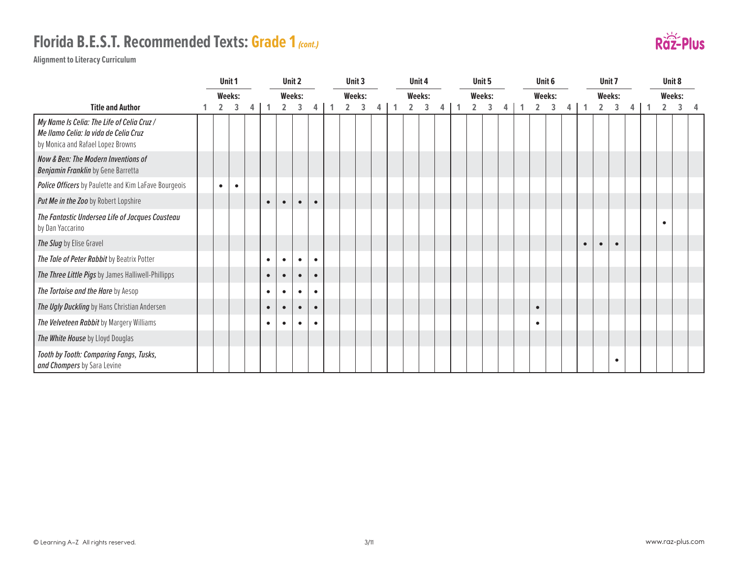# Florida B.E.S.T. Recommended Texts: Grade 1 *(cont.)*

**Alignment to Literacy Curriculum**

| Title and Author | Unit 1 | | | | Unit 2 | | | | Unit 3 | | | | Unit 4 | | | | Unit 5 | | | | Unit 6 | | | | Unit 7 | | | | Unit 8 | | | |
|---|---|---|---|---|---|---|---|---|---|---|---|---|---|---|---|---|---|---|---|---|---|---|---|---|---|---|---|---|---|---|---|---|
| | Weeks: | | | | Weeks: | | | | Weeks: | | | | Weeks: | | | | Weeks: | | | | Weeks: | | | | Weeks: | | | | Weeks: | | | |
| | 1 | 2 | 3 | 4 | 1 | 2 | 3 | 4 | 1 | 2 | 3 | 4 | 1 | 2 | 3 | 4 | 1 | 2 | 3 | 4 | 1 | 2 | 3 | 4 | 1 | 2 | 3 | 4 | 1 | 2 | 3 | 4 |
| *My Name Is Celia: The Life of Celia Cruz / Me llamo Celia: la vida de Celia Cruz* by Monica and Rafael Lopez Browns | | | | | | | | | | | | | | | | | | | | | | | | | | | | | | | | |
| ***Now & Ben: The Modern Inventions of Benjamin Franklin*** by Gene Barretta | | | | | | | | | | | | | | | | | | | | | | | | | | | | | | | | |
| ***Police Officers*** by Paulette and Kim LaFave Bourgeois | | • | • | | | | | | | | | | | | | | | | | | | | | | | | | | | | | |
| ***Put Me in the Zoo*** by Robert Lopshire | | | | | • | • | • | • | | | | | | | | | | | | | | | | | | | | | | | | |
| *The Fantastic Undersea Life of Jacques Cousteau* by Dan Yaccarino | | | | | | | | | | | | | | | | | | | | | | | | | | | | | | • | | |
| ***The Slug*** by Elise Gravel | | | | | | | | | | | | | | | | | | | | | | | | | • | • | • | | | | | |
| ***The Tale of Peter Rabbit*** by Beatrix Potter | | | | | • | • | • | • | | | | | | | | | | | | | | | | | | | | | | | | |
| ***The Three Little Pigs*** by James Halliwell-Phillipps | | | | | • | • | • | • | | | | | | | | | | | | | | | | | | | | | | | | |
| ***The Tortoise and the Hare*** by Aesop | | | | | • | • | • | • | | | | | | | | | | | | | | | | | | | | | | | | |
| ***The Ugly Duckling*** by Hans Christian Andersen | | | | | • | • | • | • | | | | | | | | | | | | | | • | | | | | | | | | | |
| ***The Velveteen Rabbit*** by Margery Williams | | | | | • | • | • | • | | | | | | | | | | | | | | • | | | | | | | | | | |
| ***The White House*** by Lloyd Douglas | | | | | | | | | | | | | | | | | | | | | | | | | | | | | | | | |
| *Tooth by Tooth: Comparing Fangs, Tusks, and Chompers* by Sara Levine | | | | | | | | | | | | | | | | | | | | | | | | | | | • | | | | | |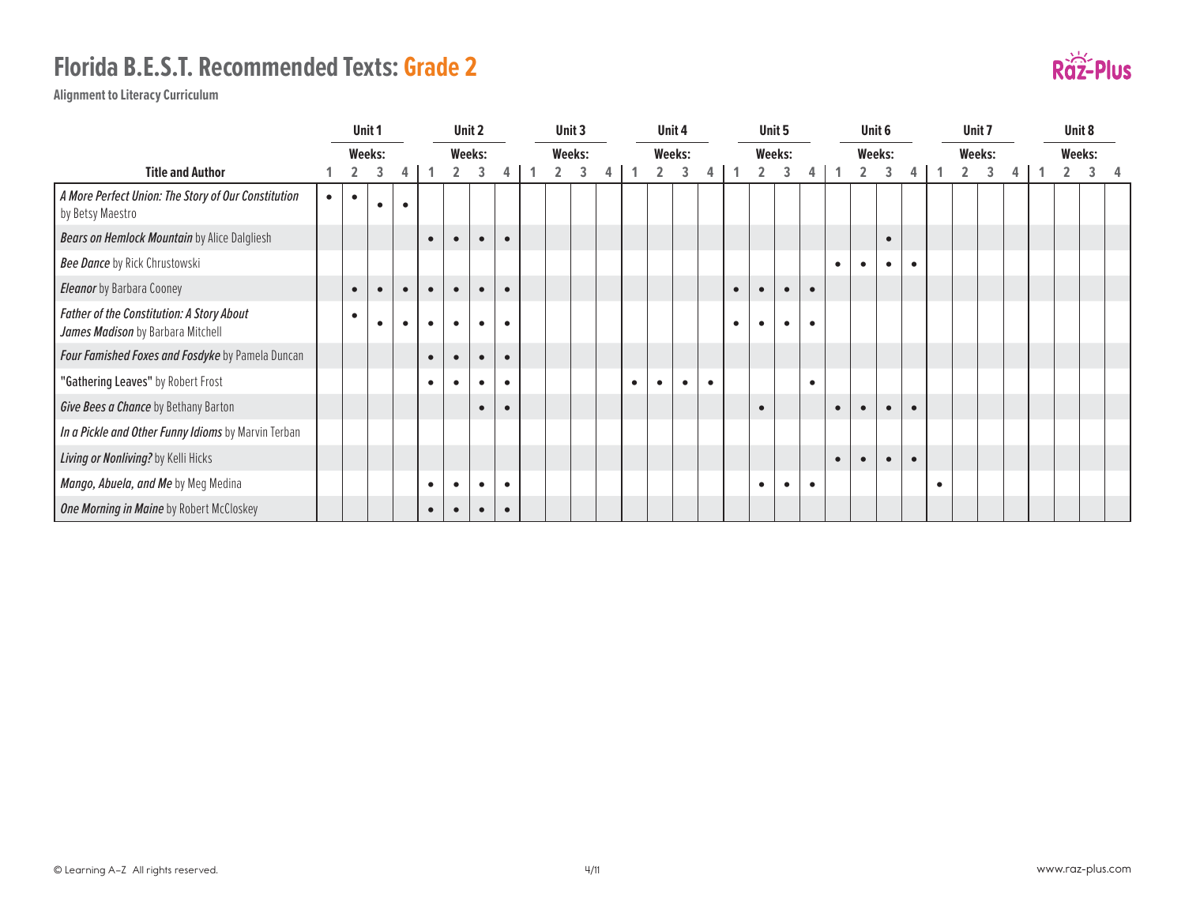# Florida B.E.S.T. Recommended Texts: Grade 2

**Alignment to Literacy Curriculum**

| Title and Author | Unit 1 Weeks: 1 | 2 | 3 | 4 | Unit 2 Weeks: 1 | 2 | 3 | 4 | Unit 3 Weeks: 1 | 2 | 3 | 4 | Unit 4 Weeks: 1 | 2 | 3 | 4 | Unit 5 Weeks: 1 | 2 | 3 | 4 | Unit 6 Weeks: 1 | 2 | 3 | 4 | Unit 7 Weeks: 1 | 2 | 3 | 4 | Unit 8 Weeks: 1 | 2 | 3 | 4 |
|---|---|---|---|---|---|---|---|---|---|---|---|---|---|---|---|---|---|---|---|---|---|---|---|---|---|---|---|---|---|---|---|---|
| *A More Perfect Union: The Story of Our Constitution* by Betsy Maestro | • | • | • | • | | | | | | | | | | | | | | | | | | | | | | | | | | | | |
| *Bears on Hemlock Mountain* by Alice Dalgliesh | | | | | • | • | • | • | | | | | | | | | | | | | | | • | | | | | | | | | |
| *Bee Dance* by Rick Chrustowski | | | | | | | | | | | | | | | | | | | | | • | • | • | • | | | | | | | | |
| *Eleanor* by Barbara Cooney | | • | • | • | • | • | • | • | | | | | | | | | • | • | • | • | | | | | | | | | | | | |
| *Father of the Constitution: A Story About James Madison* by Barbara Mitchell | | • | • | • | • | • | • | • | | | | | | | | | • | • | • | • | | | | | | | | | | | | |
| *Four Famished Foxes and Fosdyke* by Pamela Duncan | | | | | • | • | • | • | | | | | | | | | | | | | | | | | | | | | | | | |
| "Gathering Leaves" by Robert Frost | | | | | • | • | • | • | | | | | • | • | • | • | | | | • | | | | | | | | | | | | |
| *Give Bees a Chance* by Bethany Barton | | | | | | | • | • | | | | | | | | | | • | | | • | • | • | • | | | | | | | | |
| *In a Pickle and Other Funny Idioms* by Marvin Terban | | | | | | | | | | | | | | | | | | | | | | | | | | | | | | | | |
| *Living or Nonliving?* by Kelli Hicks | | | | | | | | | | | | | | | | | | | | | • | • | • | • | | | | | | | | |
| *Mango, Abuela, and Me* by Meg Medina | | | | | • | • | • | • | | | | | | | | | | • | • | • | | | | | • | | | | | | | |
| *One Morning in Maine* by Robert McCloskey | | | | | • | • | • | • | | | | | | | | | | | | | | | | | | | | | | | | |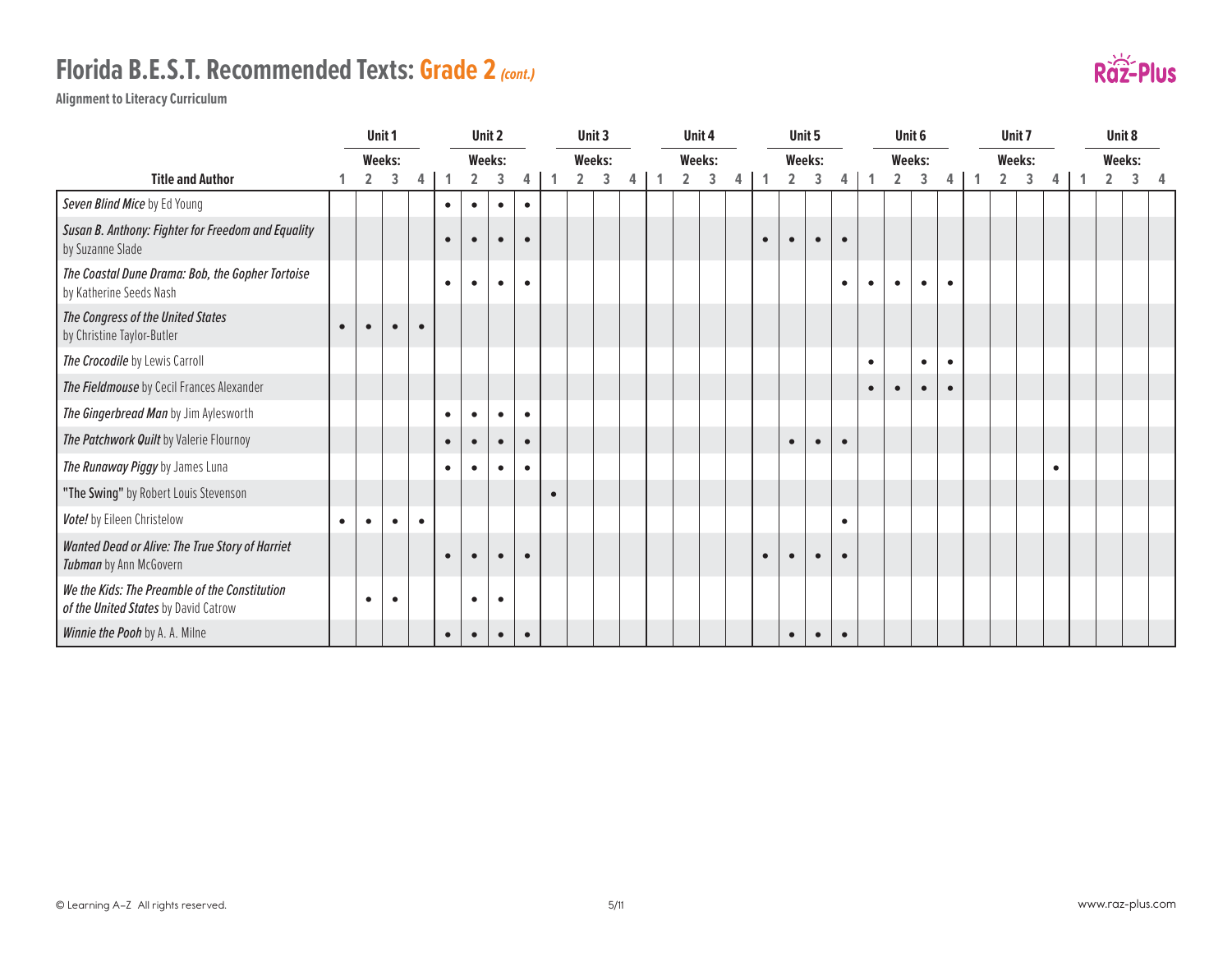# Florida B.E.S.T. Recommended Texts: Grade 2 *(cont.)*

**Alignment to Literacy Curriculum**

| Title and Author | Unit 1 | | | | Unit 2 | | | | Unit 3 | | | | Unit 4 | | | | Unit 5 | | | | Unit 6 | | | | Unit 7 | | | | Unit 8 | | | |
|---|---|---|---|---|---|---|---|---|---|---|---|---|---|---|---|---|---|---|---|---|---|---|---|---|---|---|---|---|---|---|---|---|
| | Weeks: | | | | Weeks: | | | | Weeks: | | | | Weeks: | | | | Weeks: | | | | Weeks: | | | | Weeks: | | | | Weeks: | | | |
| | 1 | 2 | 3 | 4 | 1 | 2 | 3 | 4 | 1 | 2 | 3 | 4 | 1 | 2 | 3 | 4 | 1 | 2 | 3 | 4 | 1 | 2 | 3 | 4 | 1 | 2 | 3 | 4 | 1 | 2 | 3 | 4 |
| *Seven Blind Mice* by Ed Young | | | | | • | • | • | • | | | | | | | | | | | | | | | | | | | | | | | | |
| *Susan B. Anthony: Fighter for Freedom and Equality* by Suzanne Slade | | | | | • | • | • | • | | | | | | | | | • | • | • | • | | | | | | | | | | | | |
| *The Coastal Dune Drama: Bob, the Gopher Tortoise* by Katherine Seeds Nash | | | | | • | • | • | • | | | | | | | | | | | | • | • | • | • | • | | | | | | | | |
| *The Congress of the United States* by Christine Taylor-Butler | • | • | • | • | | | | | | | | | | | | | | | | | | | | | | | | | | | | |
| *The Crocodile* by Lewis Carroll | | | | | | | | | | | | | | | | | | | | | • | | • | • | | | | | | | | |
| *The Fieldmouse* by Cecil Frances Alexander | | | | | | | | | | | | | | | | | | | | | • | • | • | • | | | | | | | | |
| *The Gingerbread Man* by Jim Aylesworth | | | | | • | • | • | • | | | | | | | | | | | | | | | | | | | | | | | | |
| *The Patchwork Quilt* by Valerie Flournoy | | | | | • | • | • | • | | | | | | | | | | • | • | • | | | | | | | | | | | | |
| *The Runaway Piggy* by James Luna | | | | | • | • | • | • | | | | | | | | | | | | | | | | | | | | • | | | | |
| "The Swing" by Robert Louis Stevenson | | | | | | | | | • | | | | | | | | | | | | | | | | | | | | | | | |
| *Vote!* by Eileen Christelow | • | • | • | • | | | | | | | | | | | | | | | | • | | | | | | | | | | | | |
| *Wanted Dead or Alive: The True Story of Harriet Tubman* by Ann McGovern | | | | | • | • | • | • | | | | | | | | | • | • | • | • | | | | | | | | | | | | |
| *We the Kids: The Preamble of the Constitution of the United States* by David Catrow | | • | • | | | • | • | | | | | | | | | | | | | | | | | | | | | | | | | |
| *Winnie the Pooh* by A. A. Milne | | | | | • | • | • | • | | | | | | | | | | • | • | • | | | | | | | | | | | | |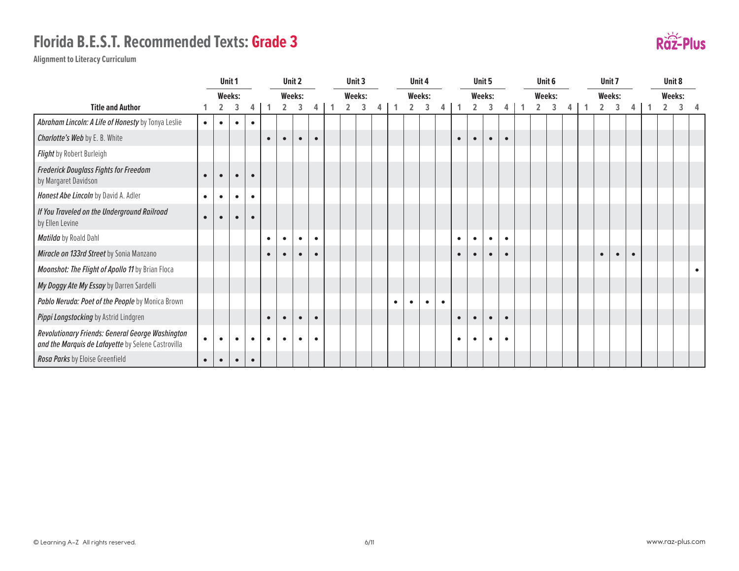# Florida B.E.S.T. Recommended Texts: Grade 3

**Alignment to Literacy Curriculum**

| Title and Author | Unit 1 Weeks: | | | | Unit 2 Weeks: | | | | Unit 3 Weeks: | | | | Unit 4 Weeks: | | | | Unit 5 Weeks: | | | | Unit 6 Weeks: | | | | Unit 7 Weeks: | | | | Unit 8 Weeks: | | | |
|---|---|---|---|---|---|---|---|---|---|---|---|---|---|---|---|---|---|---|---|---|---|---|---|---|---|---|---|---|---|---|---|---|
| | 1 | 2 | 3 | 4 | 1 | 2 | 3 | 4 | 1 | 2 | 3 | 4 | 1 | 2 | 3 | 4 | 1 | 2 | 3 | 4 | 1 | 2 | 3 | 4 | 1 | 2 | 3 | 4 | 1 | 2 | 3 | 4 |
| *Abraham Lincoln: A Life of Honesty* by Tonya Leslie | • | • | • | • | | | | | | | | | | | | | | | | | | | | | | | | | | | | |
| *Charlotte's Web* by E. B. White | | | | | • | • | • | • | | | | | | | | | • | • | • | • | | | | | | | | | | | | |
| *Flight* by Robert Burleigh | | | | | | | | | | | | | | | | | | | | | | | | | | | | | | | | |
| *Frederick Douglass Fights for Freedom* by Margaret Davidson | • | • | • | • | | | | | | | | | | | | | | | | | | | | | | | | | | | | |
| *Honest Abe Lincoln* by David A. Adler | • | • | • | • | | | | | | | | | | | | | | | | | | | | | | | | | | | | |
| *If You Traveled on the Underground Railroad* by Ellen Levine | • | • | • | • | | | | | | | | | | | | | | | | | | | | | | | | | | | | |
| *Matilda* by Roald Dahl | | | | | • | • | • | • | | | | | | | | | • | • | • | • | | | | | | | | | | | | |
| *Miracle on 133rd Street* by Sonia Manzano | | | | | • | • | • | • | | | | | | | | | • | • | • | • | | | | | | • | • | • | | | | |
| *Moonshot: The Flight of Apollo 11* by Brian Floca | | | | | | | | | | | | | | | | | | | | | | | | | | | | | | | | • |
| *My Doggy Ate My Essay* by Darren Sardelli | | | | | | | | | | | | | | | | | | | | | | | | | | | | | | | | |
| *Pablo Neruda: Poet of the People* by Monica Brown | | | | | | | | | | | | | • | • | • | • | | | | | | | | | | | | | | | | |
| *Pippi Longstocking* by Astrid Lindgren | | | | | • | • | • | • | | | | | | | | | • | • | • | • | | | | | | | | | | | | |
| *Revolutionary Friends: General George Washington and the Marquis de Lafayette* by Selene Castrovilla | • | • | • | • | • | • | • | • | | | | | | | | | • | • | • | • | | | | | | | | | | | | |
| *Rosa Parks* by Eloise Greenfield | • | • | • | • | | | | | | | | | | | | | | | | | | | | | | | | | | | | |

© Learning A–Z All rights reserved.

www.raz-plus.com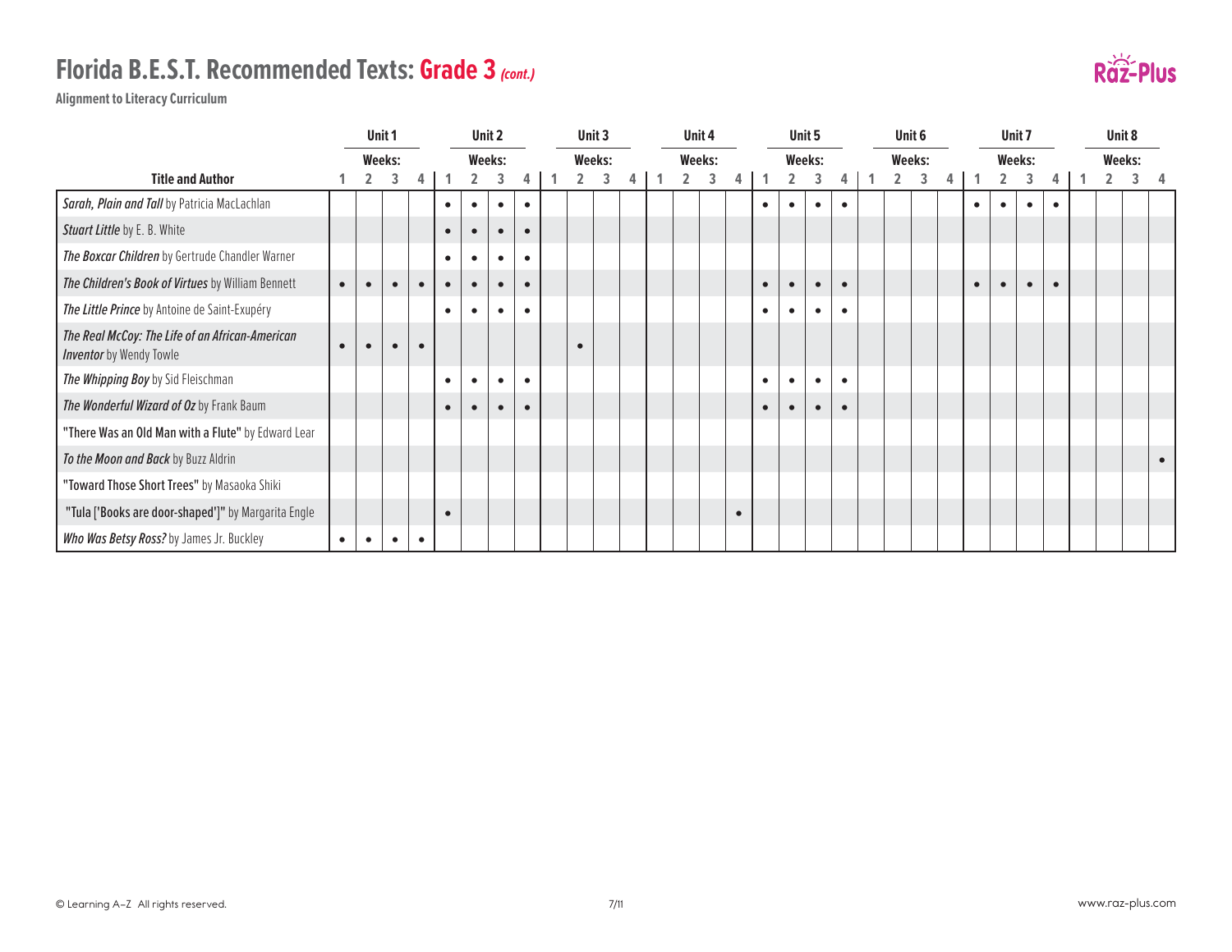# Florida B.E.S.T. Recommended Texts: Grade 3 *(cont.)*

**Alignment to Literacy Curriculum**

| | Unit 1 Weeks: | | | | Unit 2 Weeks: | | | | Unit 3 Weeks: | | | | Unit 4 Weeks: | | | | Unit 5 Weeks: | | | | Unit 6 Weeks: | | | | Unit 7 Weeks: | | | | Unit 8 Weeks: | | | |
|---|---|---|---|---|---|---|---|---|---|---|---|---|---|---|---|---|---|---|---|---|---|---|---|---|---|---|---|---|---|---|---|---|
| **Title and Author** | 1 | 2 | 3 | 4 | 1 | 2 | 3 | 4 | 1 | 2 | 3 | 4 | 1 | 2 | 3 | 4 | 1 | 2 | 3 | 4 | 1 | 2 | 3 | 4 | 1 | 2 | 3 | 4 | 1 | 2 | 3 | 4 |
| ***Sarah, Plain and Tall*** by Patricia MacLachlan | | | | | • | • | • | • | | | | | | | | | • | • | • | • | | | | | • | • | • | • | | | | |
| ***Stuart Little*** by E. B. White | | | | | • | • | • | • | | | | | | | | | | | | | | | | | | | | | | | | |
| ***The Boxcar Children*** by Gertrude Chandler Warner | | | | | • | • | • | • | | | | | | | | | | | | | | | | | | | | | | | | |
| ***The Children's Book of Virtues*** by William Bennett | • | • | • | • | • | • | • | • | | | | | | | | | • | • | • | • | | | | | • | • | • | • | | | | |
| ***The Little Prince*** by Antoine de Saint-Exupéry | | | | | • | • | • | • | | | | | | | | | • | • | • | • | | | | | | | | | | | | |
| ***The Real McCoy: The Life of an African-American Inventor*** by Wendy Towle | • | • | • | • | | | | | | • | | | | | | | | | | | | | | | | | | | | | | |
| ***The Whipping Boy*** by Sid Fleischman | | | | | • | • | • | • | | | | | | | | | • | • | • | • | | | | | | | | | | | | |
| ***The Wonderful Wizard of Oz*** by Frank Baum | | | | | • | • | • | • | | | | | | | | | • | • | • | • | | | | | | | | | | | | |
| **"There Was an Old Man with a Flute"** by Edward Lear | | | | | | | | | | | | | | | | | | | | | | | | | | | | | | | | |
| ***To the Moon and Back*** by Buzz Aldrin | | | | | | | | | | | | | | | | | | | | | | | | | | | | | | | | • |
| **"Toward Those Short Trees"** by Masaoka Shiki | | | | | | | | | | | | | | | | | | | | | | | | | | | | | | | | |
| **"Tula ['Books are door-shaped']"** by Margarita Engle | | | | | • | | | | | | | | | | | • | | | | | | | | | | | | | | | | |
| ***Who Was Betsy Ross?*** by James Jr. Buckley | • | • | • | • | | | | | | | | | | | | | | | | | | | | | | | | | | | | |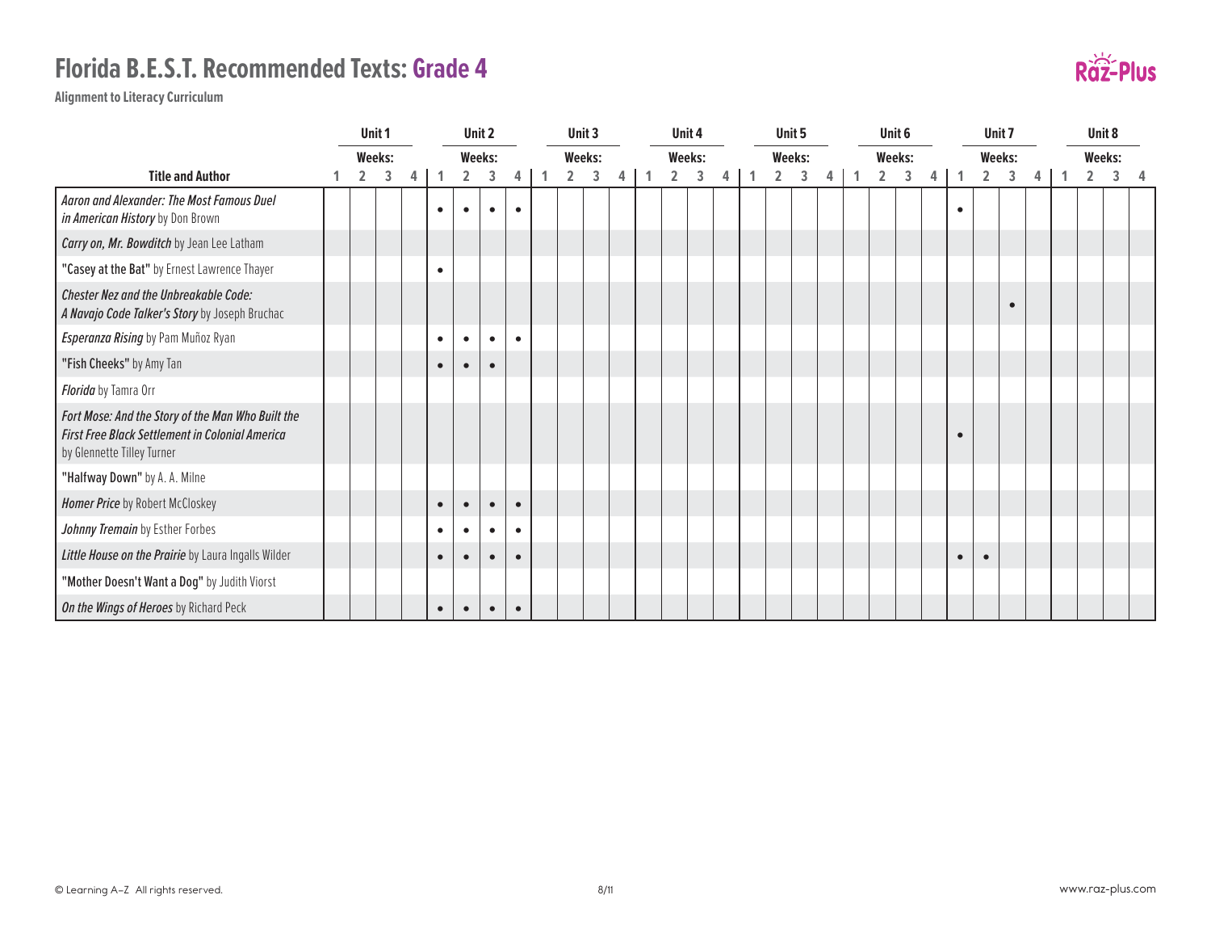# Florida B.E.S.T. Recommended Texts: Grade 4

**Alignment to Literacy Curriculum**

| Title and Author | Unit 1 | | | | Unit 2 | | | | Unit 3 | | | | Unit 4 | | | | Unit 5 | | | | Unit 6 | | | | Unit 7 | | | | Unit 8 | | | |
|---|---|---|---|---|---|---|---|---|---|---|---|---|---|---|---|---|---|---|---|---|---|---|---|---|---|---|---|---|---|---|---|---|
| | Weeks: | | | | Weeks: | | | | Weeks: | | | | Weeks: | | | | Weeks: | | | | Weeks: | | | | Weeks: | | | | Weeks: | | | |
| | 1 | 2 | 3 | 4 | 1 | 2 | 3 | 4 | 1 | 2 | 3 | 4 | 1 | 2 | 3 | 4 | 1 | 2 | 3 | 4 | 1 | 2 | 3 | 4 | 1 | 2 | 3 | 4 | 1 | 2 | 3 | 4 |
| *Aaron and Alexander: The Most Famous Duel in American History* by Don Brown | | | | | • | • | • | • | | | | | | | | | | | | | | | | | • | | | | | | | |
| *Carry on, Mr. Bowditch* by Jean Lee Latham | | | | | | | | | | | | | | | | | | | | | | | | | | | | | | | | |
| "Casey at the Bat" by Ernest Lawrence Thayer | | | | | • | | | | | | | | | | | | | | | | | | | | | | | | | | | |
| *Chester Nez and the Unbreakable Code: A Navajo Code Talker's Story* by Joseph Bruchac | | | | | | | | | | | | | | | | | | | | | | | | | | | • | | | | | |
| *Esperanza Rising* by Pam Muñoz Ryan | | | | | • | • | • | • | | | | | | | | | | | | | | | | | | | | | | | | |
| "Fish Cheeks" by Amy Tan | | | | | • | • | • | | | | | | | | | | | | | | | | | | | | | | | | | |
| *Florida* by Tamra Orr | | | | | | | | | | | | | | | | | | | | | | | | | | | | | | | | |
| *Fort Mose: And the Story of the Man Who Built the First Free Black Settlement in Colonial America* by Glennette Tilley Turner | | | | | | | | | | | | | | | | | | | | | | | | | • | | | | | | | |
| "Halfway Down" by A. A. Milne | | | | | | | | | | | | | | | | | | | | | | | | | | | | | | | | |
| *Homer Price* by Robert McCloskey | | | | | • | • | • | • | | | | | | | | | | | | | | | | | | | | | | | | |
| *Johnny Tremain* by Esther Forbes | | | | | • | • | • | • | | | | | | | | | | | | | | | | | | | | | | | | |
| *Little House on the Prairie* by Laura Ingalls Wilder | | | | | • | • | • | • | | | | | | | | | | | | | | | | | • | • | | | | | | |
| "Mother Doesn't Want a Dog" by Judith Viorst | | | | | | | | | | | | | | | | | | | | | | | | | | | | | | | | |
| *On the Wings of Heroes* by Richard Peck | | | | | • | • | • | • | | | | | | | | | | | | | | | | | | | | | | | | |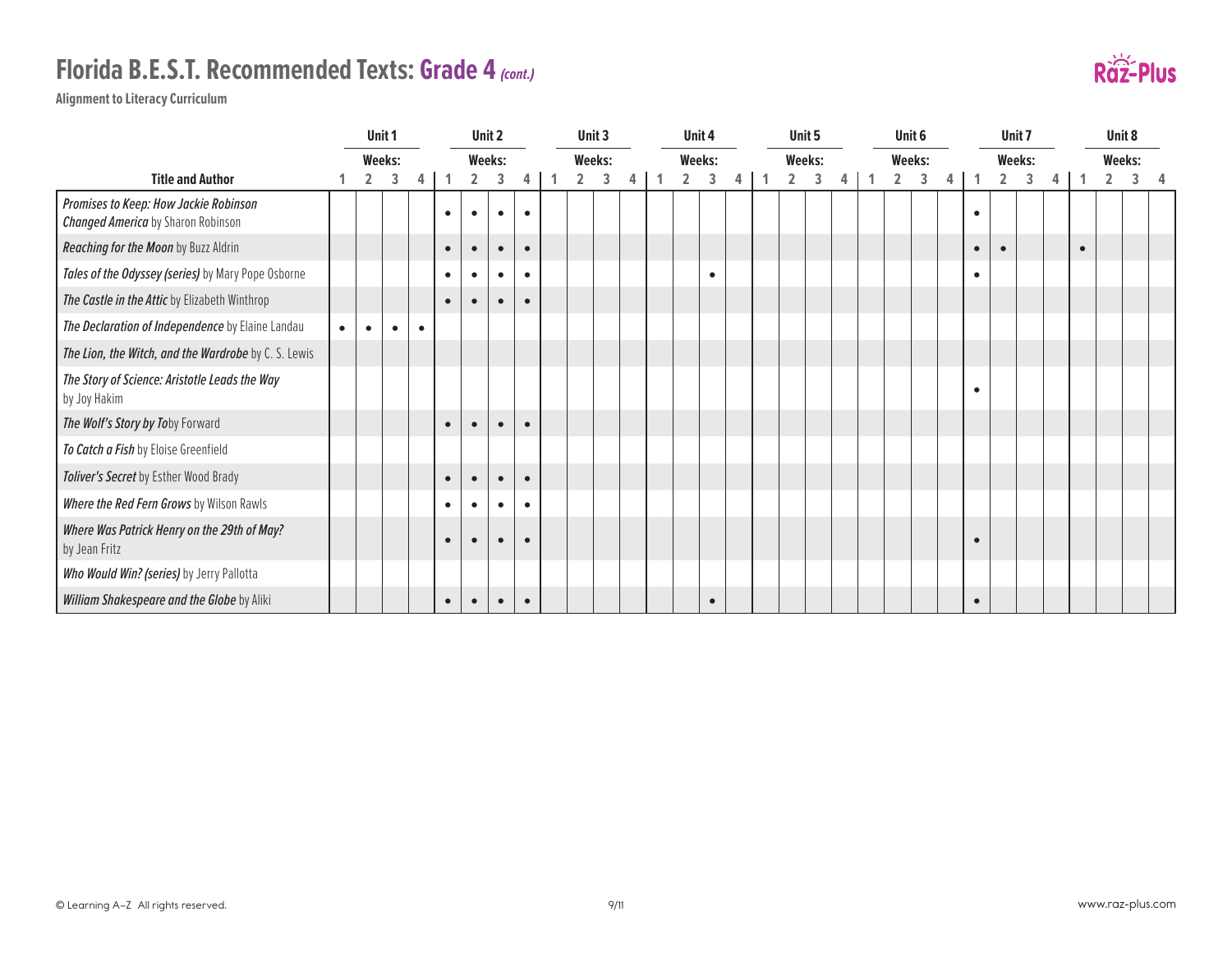# Florida B.E.S.T. Recommended Texts: Grade 4 *(cont.)*

**Alignment to Literacy Curriculum**

| Title and Author | Unit 1 | | | | Unit 2 | | | | Unit 3 | | | | Unit 4 | | | | Unit 5 | | | | Unit 6 | | | | Unit 7 | | | | Unit 8 | | | |
|---|---|---|---|---|---|---|---|---|---|---|---|---|---|---|---|---|---|---|---|---|---|---|---|---|---|---|---|---|---|---|---|---|
| | Weeks: | | | | Weeks: | | | | Weeks: | | | | Weeks: | | | | Weeks: | | | | Weeks: | | | | Weeks: | | | | Weeks: | | | |
| | 1 | 2 | 3 | 4 | 1 | 2 | 3 | 4 | 1 | 2 | 3 | 4 | 1 | 2 | 3 | 4 | 1 | 2 | 3 | 4 | 1 | 2 | 3 | 4 | 1 | 2 | 3 | 4 | 1 | 2 | 3 | 4 |
| ***Promises to Keep: How Jackie Robinson Changed America*** by Sharon Robinson | | | | | • | • | • | • | | | | | | | | | | | | | | | | | • | | | | | | | |
| ***Reaching for the Moon*** by Buzz Aldrin | | | | | • | • | • | • | | | | | | | | | | | | | | | | | • | • | | | • | | | |
| ***Tales of the Odyssey (series)*** by Mary Pope Osborne | | | | | • | • | • | • | | | | | | | • | | | | | | | | | | • | | | | | | | |
| ***The Castle in the Attic*** by Elizabeth Winthrop | | | | | • | • | • | • | | | | | | | | | | | | | | | | | | | | | | | | |
| ***The Declaration of Independence*** by Elaine Landau | • | • | • | • | | | | | | | | | | | | | | | | | | | | | | | | | | | | |
| ***The Lion, the Witch, and the Wardrobe*** by C. S. Lewis | | | | | | | | | | | | | | | | | | | | | | | | | | | | | | | | |
| ***The Story of Science: Aristotle Leads the Way*** by Joy Hakim | | | | | | | | | | | | | | | | | | | | | | | | | • | | | | | | | |
| ***The Wolf's Story by To***by Forward | | | | | • | • | • | • | | | | | | | | | | | | | | | | | | | | | | | | |
| ***To Catch a Fish*** by Eloise Greenfield | | | | | | | | | | | | | | | | | | | | | | | | | | | | | | | | |
| ***Toliver's Secret*** by Esther Wood Brady | | | | | • | • | • | • | | | | | | | | | | | | | | | | | | | | | | | | |
| ***Where the Red Fern Grows*** by Wilson Rawls | | | | | • | • | • | • | | | | | | | | | | | | | | | | | | | | | | | | |
| ***Where Was Patrick Henry on the 29th of May?*** by Jean Fritz | | | | | • | • | • | • | | | | | | | | | | | | | | | | | • | | | | | | | |
| ***Who Would Win? (series)*** by Jerry Pallotta | | | | | | | | | | | | | | | | | | | | | | | | | | | | | | | | |
| ***William Shakespeare and the Globe*** by Aliki | | | | | • | • | • | • | | | | | | | • | | | | | | | | | | • | | | | | | | |

© Learning A–Z All rights reserved.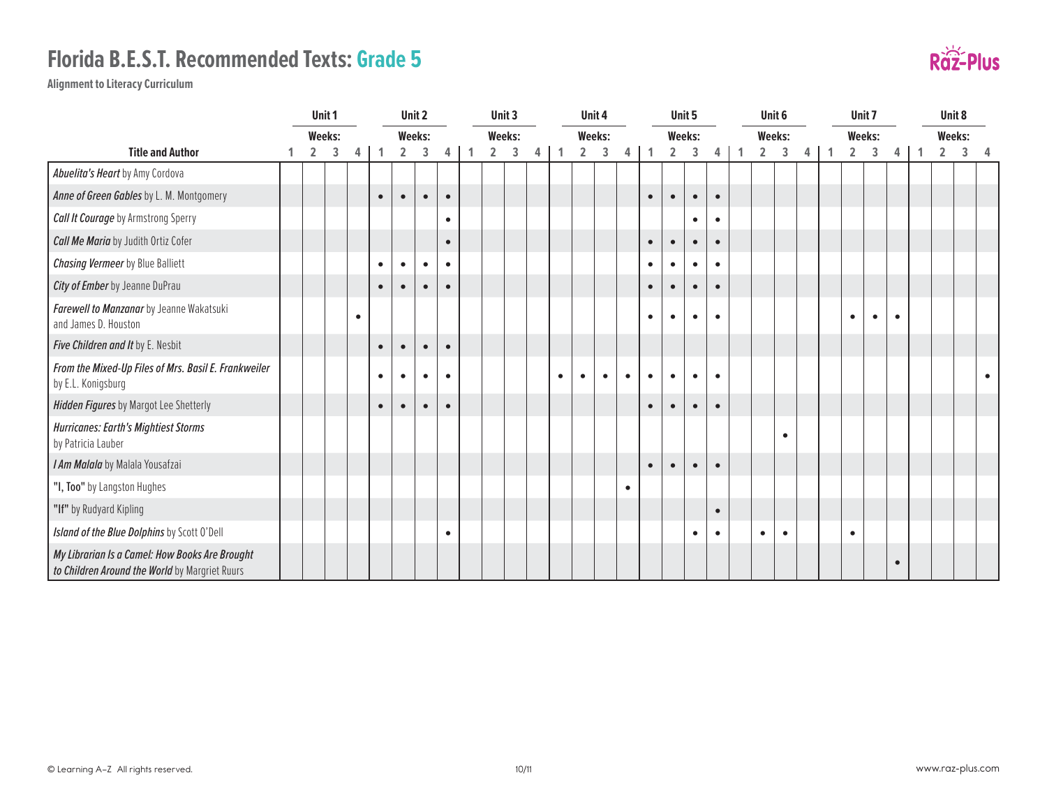# Florida B.E.S.T. Recommended Texts: Grade 5

**Alignment to Literacy Curriculum**

| Title and Author | Unit 1 Weeks: 1 | 2 | 3 | 4 | Unit 2 Weeks: 1 | 2 | 3 | 4 | Unit 3 Weeks: 1 | 2 | 3 | 4 | Unit 4 Weeks: 1 | 2 | 3 | 4 | Unit 5 Weeks: 1 | 2 | 3 | 4 | Unit 6 Weeks: 1 | 2 | 3 | 4 | Unit 7 Weeks: 1 | 2 | 3 | 4 | Unit 8 Weeks: 1 | 2 | 3 | 4 |
|---|---|---|---|---|---|---|---|---|---|---|---|---|---|---|---|---|---|---|---|---|---|---|---|---|---|---|---|---|---|---|---|---|
| *Abuelita's Heart* by Amy Cordova | | | | | | | | | | | | | | | | | | | | | | | | | | | | | | | | |
| *Anne of Green Gables* by L. M. Montgomery | | | | | • | • | • | • | | | | | | | | | • | • | • | • | | | | | | | | | | | | |
| *Call It Courage* by Armstrong Sperry | | | | | | | | • | | | | | | | | | | | • | • | | | | | | | | | | | | |
| *Call Me Maria* by Judith Ortiz Cofer | | | | | | | | • | | | | | | | | | • | • | • | • | | | | | | | | | | | | |
| *Chasing Vermeer* by Blue Balliett | | | | | • | • | • | • | | | | | | | | | • | • | • | • | | | | | | | | | | | | |
| *City of Ember* by Jeanne DuPrau | | | | | • | • | • | • | | | | | | | | | • | • | • | • | | | | | | | | | | | | |
| *Farewell to Manzanar* by Jeanne Wakatsuki and James D. Houston | | | | • | | | | | | | | | | | | | • | • | • | • | | | | | | • | • | • | | | | |
| *Five Children and It* by E. Nesbit | | | | | • | • | • | • | | | | | | | | | | | | | | | | | | | | | | | | |
| *From the Mixed-Up Files of Mrs. Basil E. Frankweiler* by E.L. Konigsburg | | | | | • | • | • | • | | | | | • | • | • | • | • | • | • | • | | | | | | | | | | | | • |
| *Hidden Figures* by Margot Lee Shetterly | | | | | • | • | • | • | | | | | | | | | • | • | • | • | | | | | | | | | | | | |
| *Hurricanes: Earth's Mightiest Storms* by Patricia Lauber | | | | | | | | | | | | | | | | | | | | | | | • | | | | | | | | | |
| *I Am Malala* by Malala Yousafzai | | | | | | | | | | | | | | | | | • | • | • | • | | | | | | | | | | | | |
| "I, Too" by Langston Hughes | | | | | | | | | | | | | | | | • | | | | | | | | | | | | | | | | |
| "If" by Rudyard Kipling | | | | | | | | | | | | | | | | | | | | • | | | | | | | | | | | | |
| *Island of the Blue Dolphins* by Scott O'Dell | | | | | | | | • | | | | | | | | | | | • | • | | • | • | | | • | | | | | | |
| *My Librarian Is a Camel: How Books Are Brought to Children Around the World* by Margriet Ruurs | | | | | | | | | | | | | | | | | | | | | | | | | | | | • | | | | |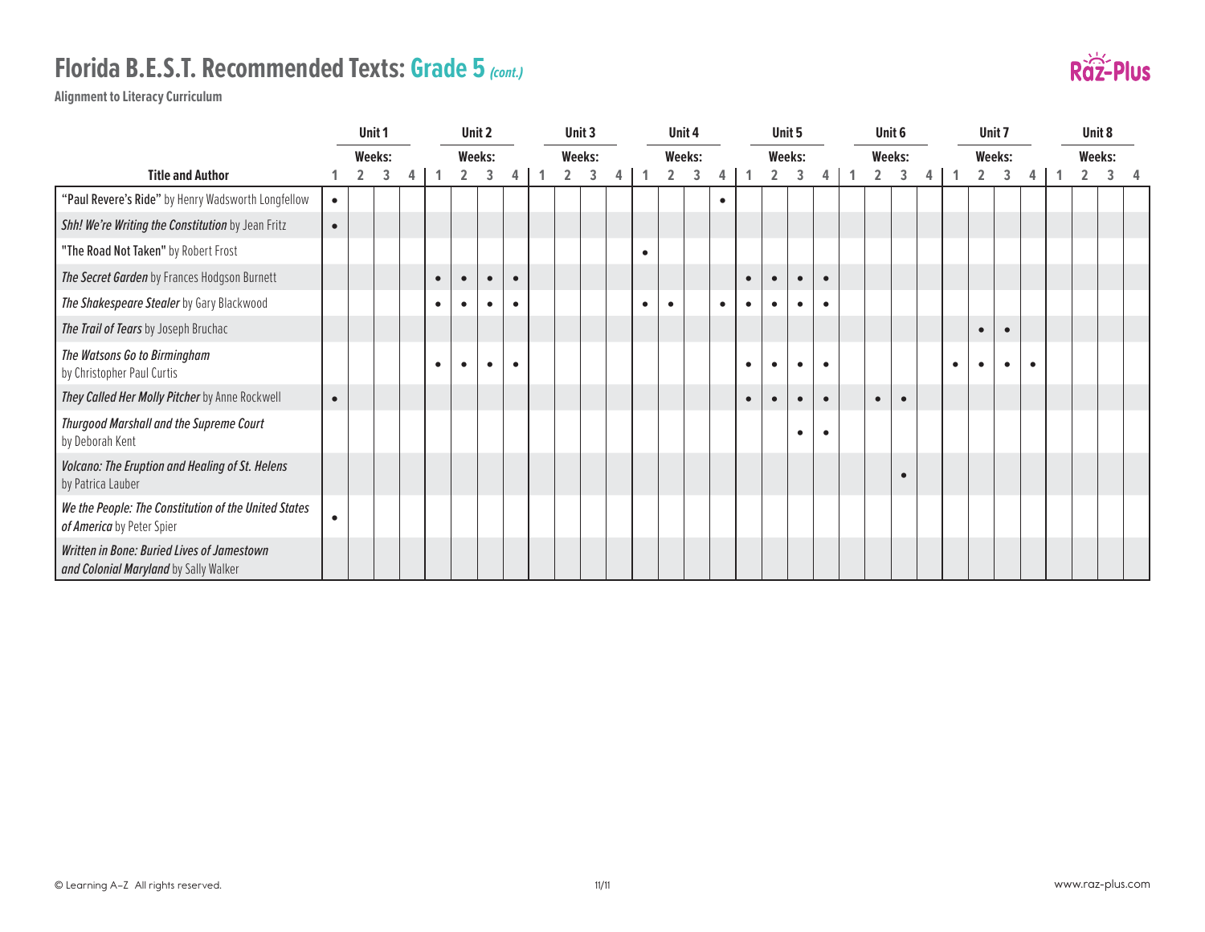# Florida B.E.S.T. Recommended Texts: Grade 5 *(cont.)*

**Alignment to Literacy Curriculum**

| Title and Author | Unit 1 Weeks: | | | | Unit 2 Weeks: | | | | Unit 3 Weeks: | | | | Unit 4 Weeks: | | | | Unit 5 Weeks: | | | | Unit 6 Weeks: | | | | Unit 7 Weeks: | | | | Unit 8 Weeks: | | | |
|---|---|---|---|---|---|---|---|---|---|---|---|---|---|---|---|---|---|---|---|---|---|---|---|---|---|---|---|---|---|---|---|---|
| | 1 | 2 | 3 | 4 | 1 | 2 | 3 | 4 | 1 | 2 | 3 | 4 | 1 | 2 | 3 | 4 | 1 | 2 | 3 | 4 | 1 | 2 | 3 | 4 | 1 | 2 | 3 | 4 | 1 | 2 | 3 | 4 |
| **"Paul Revere's Ride"** by Henry Wadsworth Longfellow | • | | | | | | | | | | | | | | | • | | | | | | | | | | | | | | | | |
| ***Shh! We're Writing the Constitution*** by Jean Fritz | • | | | | | | | | | | | | | | | | | | | | | | | | | | | | | | | |
| **"The Road Not Taken"** by Robert Frost | | | | | | | | | | | | | • | | | | | | | | | | | | | | | | | | | |
| ***The Secret Garden*** by Frances Hodgson Burnett | | | | | • | • | • | • | | | | | | | | | • | • | • | • | | | | | | | | | | | | |
| ***The Shakespeare Stealer*** by Gary Blackwood | | | | | • | • | • | • | | | | | • | • | | • | • | • | • | • | | | | | | | | | | | | |
| ***The Trail of Tears*** by Joseph Bruchac | | | | | | | | | | | | | | | | | | | | | | | | | | • | • | | | | | |
| ***The Watsons Go to Birmingham*** by Christopher Paul Curtis | | | | | • | • | • | • | | | | | | | | | • | • | • | • | | | | | • | • | • | • | | | | |
| ***They Called Her Molly Pitcher*** by Anne Rockwell | • | | | | | | | | | | | | | | | | • | • | • | • | | • | • | | | | | | | | | |
| ***Thurgood Marshall and the Supreme Court*** by Deborah Kent | | | | | | | | | | | | | | | | | | | • | • | | | | | | | | | | | | |
| ***Volcano: The Eruption and Healing of St. Helens*** by Patrica Lauber | | | | | | | | | | | | | | | | | | | | | | | • | | | | | | | | | |
| ***We the People: The Constitution of the United States of America*** by Peter Spier | • | | | | | | | | | | | | | | | | | | | | | | | | | | | | | | | |
| ***Written in Bone: Buried Lives of Jamestown and Colonial Maryland*** by Sally Walker | | | | | | | | | | | | | | | | | | | | | | | | | | | | | | | | |

© Learning A–Z All rights reserved. www.raz-plus.com